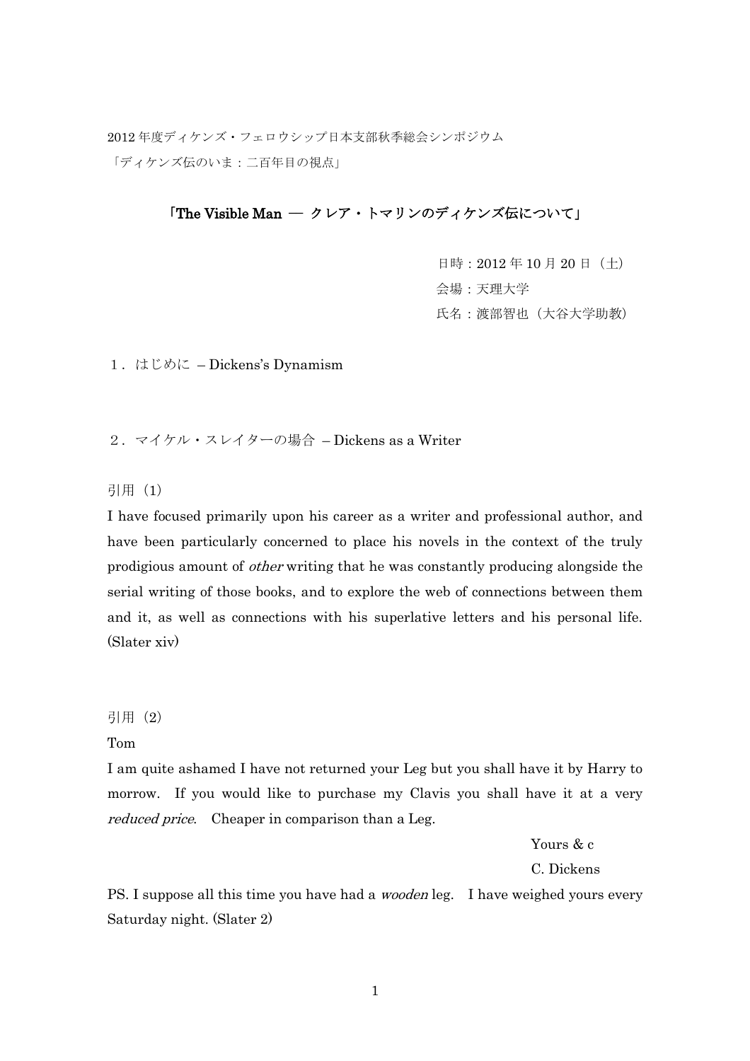2012 年度ディケンズ・フェロウシップ日本支部秋季総会シンポジウム

「ディケンズ伝のいま：二百年目の視点」

# 「The Visible Man ― クレア・トマリンのディケンズ伝について」

日時：2012 年 10 月 20 日（土）

会場：天理大学

氏名：渡部智也（大谷大学助教）

## １．はじめに – Dickens's Dynamism

## ２．マイケル・スレイターの場合 – Dickens as a Writer

引用（1）

I have focused primarily upon his career as a writer and professional author, and have been particularly concerned to place his novels in the context of the truly prodigious amount of *other* writing that he was constantly producing alongside the serial writing of those books, and to explore the web of connections between them and it, as well as connections with his superlative letters and his personal life. (Slater xiv)

引用（2）

Tom

I am quite ashamed I have not returned your Leg but you shall have it by Harry to morrow. If you would like to purchase my Clavis you shall have it at a very *reduced price*. Cheaper in comparison than a Leg.

Yours & c

C. Dickens

PS. I suppose all this time you have had a *wooden* leg. I have weighed yours every Saturday night. (Slater 2)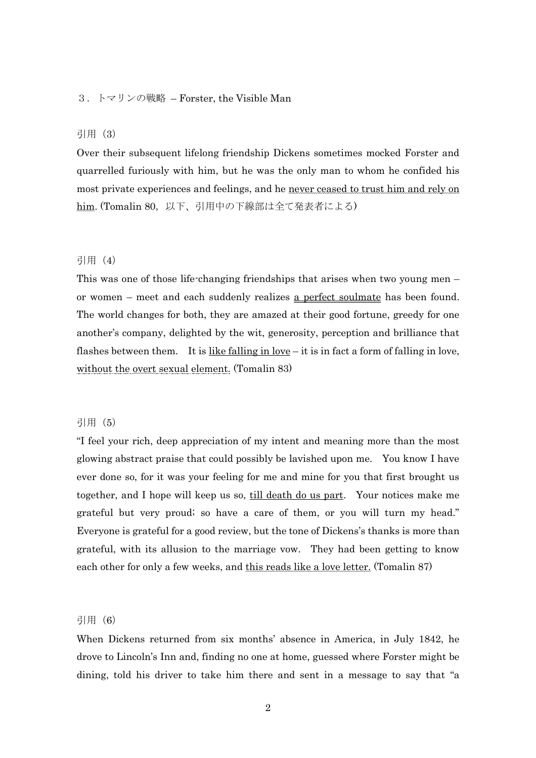## ３．トマリンの戦略 – Forster, the Visible Man

引用（3）

Over their subsequent lifelong friendship Dickens sometimes mocked Forster and quarrelled furiously with him, but he was the only man to whom he confided his most private experiences and feelings, and he <u>never ceased to trust him and rely on him</u>. (Tomalin 80，以下、引用中の下線部は全て発表者による)

引用（4）

This was one of those life-changing friendships that arises when two young men – or women – meet and each suddenly realizes <u>a perfect soulmate</u> has been found. The world changes for both, they are amazed at their good fortune, greedy for one another's company, delighted by the wit, generosity, perception and brilliance that flashes between them. It is <u>like falling in love</u> – it is in fact a form of falling in love, <u>without the overt sexual element.</u> (Tomalin 83)

引用（5）

"I feel your rich, deep appreciation of my intent and meaning more than the most glowing abstract praise that could possibly be lavished upon me. You know I have ever done so, for it was your feeling for me and mine for you that first brought us together, and I hope will keep us so, <u>till death do us part</u>. Your notices make me grateful but very proud; so have a care of them, or you will turn my head." Everyone is grateful for a good review, but the tone of Dickens's thanks is more than grateful, with its allusion to the marriage vow. They had been getting to know each other for only a few weeks, and <u>this reads like a love letter.</u> (Tomalin 87)

引用（6）

When Dickens returned from six months' absence in America, in July 1842, he drove to Lincoln's Inn and, finding no one at home, guessed where Forster might be dining, told his driver to take him there and sent in a message to say that "a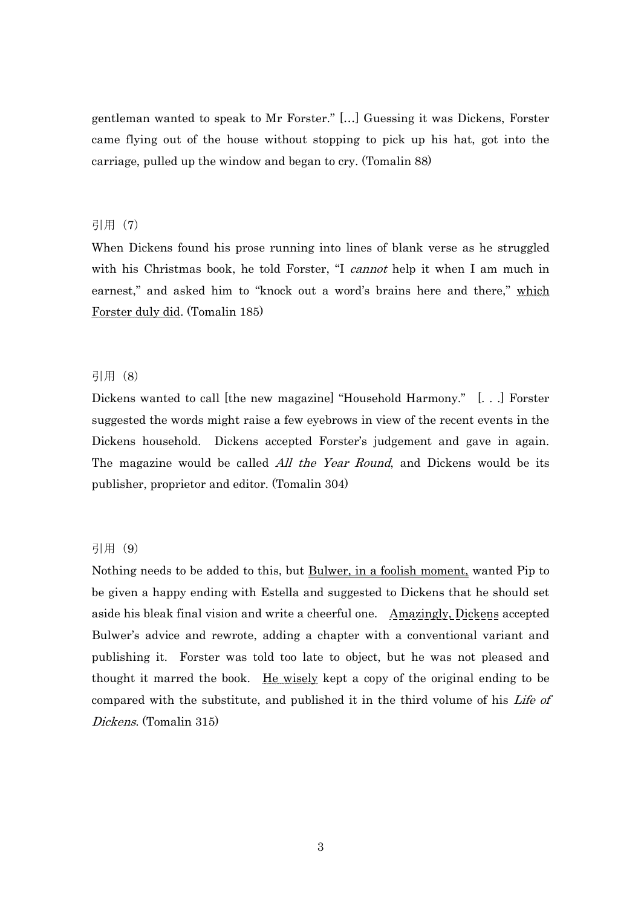gentleman wanted to speak to Mr Forster." […] Guessing it was Dickens, Forster came flying out of the house without stopping to pick up his hat, got into the carriage, pulled up the window and began to cry. (Tomalin 88)

引用（7）

When Dickens found his prose running into lines of blank verse as he struggled with his Christmas book, he told Forster, "I *cannot* help it when I am much in earnest," and asked him to "knock out a word's brains here and there," <u>which Forster duly did</u>. (Tomalin 185)

引用（8）

Dickens wanted to call [the new magazine] "Household Harmony." [. . .] Forster suggested the words might raise a few eyebrows in view of the recent events in the Dickens household. Dickens accepted Forster's judgement and gave in again. The magazine would be called *All the Year Round*, and Dickens would be its publisher, proprietor and editor. (Tomalin 304)

引用（9）

Nothing needs to be added to this, but <u>Bulwer, in a foolish moment,</u> wanted Pip to be given a happy ending with Estella and suggested to Dickens that he should set aside his bleak final vision and write a cheerful one. <u>Amazingly, Dickens</u> accepted Bulwer's advice and rewrote, adding a chapter with a conventional variant and publishing it. Forster was told too late to object, but he was not pleased and thought it marred the book. <u>He wisely</u> kept a copy of the original ending to be compared with the substitute, and published it in the third volume of his *Life of Dickens*. (Tomalin 315)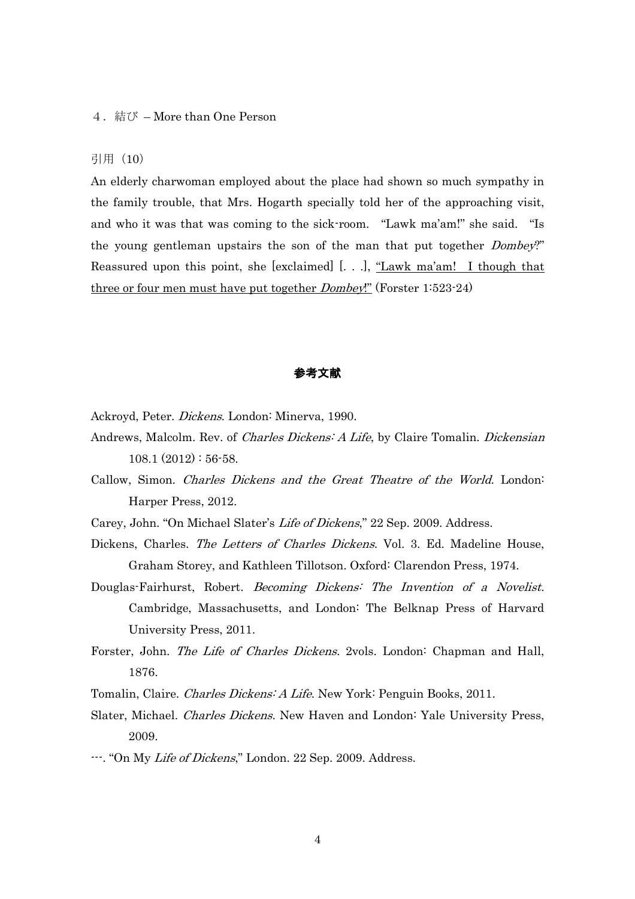## ４．結び – More than One Person

引用（10）

An elderly charwoman employed about the place had shown so much sympathy in the family trouble, that Mrs. Hogarth specially told her of the approaching visit, and who it was that was coming to the sick-room. "Lawk ma'am!" she said. "Is the young gentleman upstairs the son of the man that put together *Dombey*?" Reassured upon this point, she [exclaimed] [. . .], <u>"Lawk ma'am! I though that three or four men must have put together *Dombey*!"</u> (Forster 1:523-24)

## 参考文献

Ackroyd, Peter. *Dickens*. London: Minerva, 1990.

Andrews, Malcolm. Rev. of *Charles Dickens: A Life*, by Claire Tomalin. *Dickensian* 108.1 (2012) : 56-58.

Callow, Simon. *Charles Dickens and the Great Theatre of the World.* London: Harper Press, 2012.

Carey, John. "On Michael Slater's *Life of Dickens*," 22 Sep. 2009. Address.

Dickens, Charles. *The Letters of Charles Dickens*. Vol. 3. Ed. Madeline House, Graham Storey, and Kathleen Tillotson. Oxford: Clarendon Press, 1974.

Douglas-Fairhurst, Robert. *Becoming Dickens: The Invention of a Novelist*. Cambridge, Massachusetts, and London: The Belknap Press of Harvard University Press, 2011.

Forster, John. *The Life of Charles Dickens*. 2vols. London: Chapman and Hall, 1876.

Tomalin, Claire. *Charles Dickens: A Life*. New York: Penguin Books, 2011.

Slater, Michael. *Charles Dickens*. New Haven and London: Yale University Press, 2009.

---. "On My *Life of Dickens*," London. 22 Sep. 2009. Address.